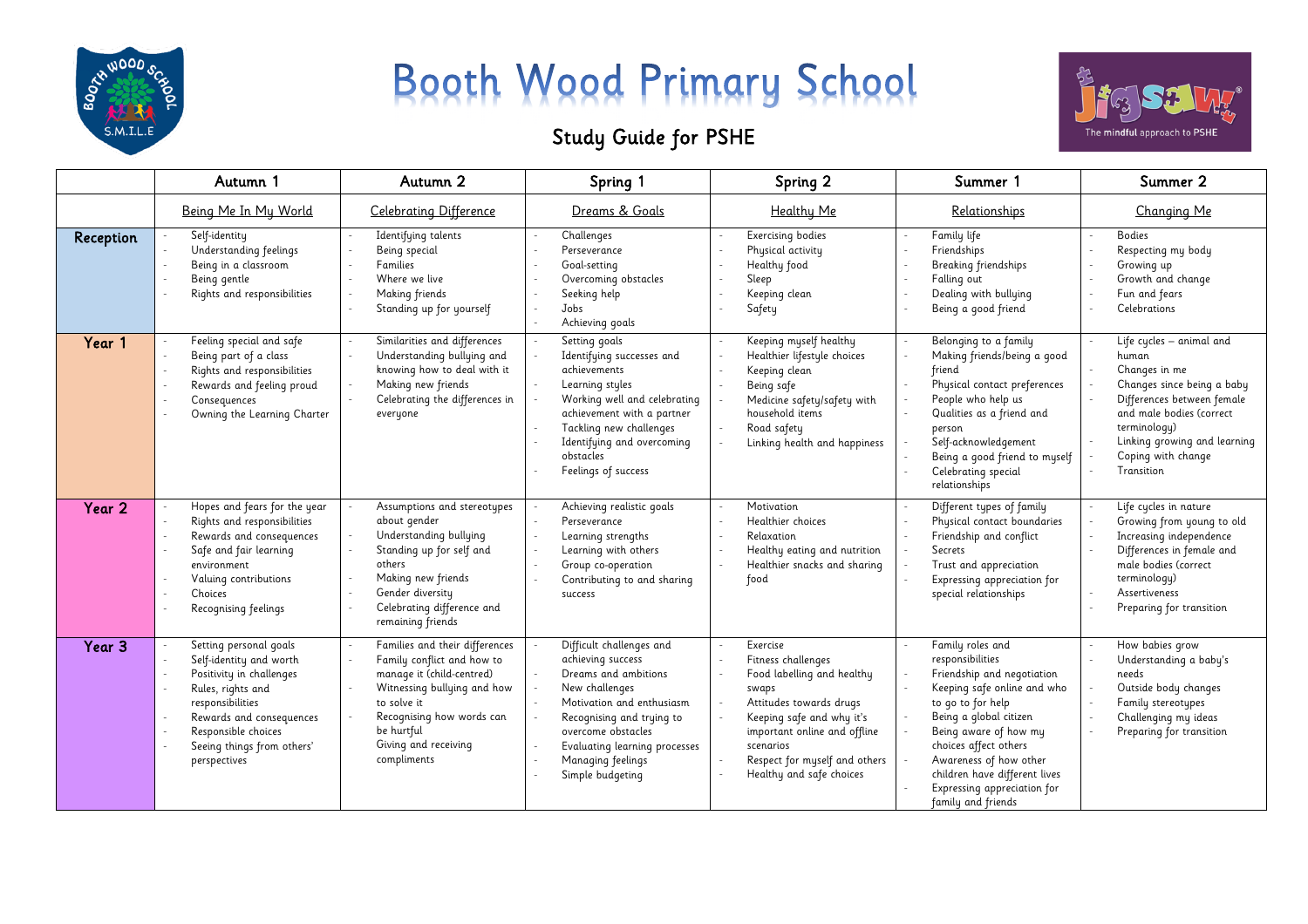# Booth Wood Primary School

## Study Guide for PSHE

| | Autumn 1 | Autumn 2 | Spring 1 | Spring 2 | Summer 1 | Summer 2 |
|---|---|---|---|---|---|---|
| | Being Me In My World | Celebrating Difference | Dreams & Goals | Healthy Me | Relationships | Changing Me |
| **Reception** | - Self-identity<br>- Understanding feelings<br>- Being in a classroom<br>- Being gentle<br>- Rights and responsibilities | - Identifying talents<br>- Being special<br>- Families<br>- Where we live<br>- Making friends<br>- Standing up for yourself | - Challenges<br>- Perseverance<br>- Goal-setting<br>- Overcoming obstacles<br>- Seeking help<br>- Jobs<br>- Achieving goals | - Exercising bodies<br>- Physical activity<br>- Healthy food<br>- Sleep<br>- Keeping clean<br>- Safety | - Family life<br>- Friendships<br>- Breaking friendships<br>- Falling out<br>- Dealing with bullying<br>- Being a good friend | - Bodies<br>- Respecting my body<br>- Growing up<br>- Growth and change<br>- Fun and fears<br>- Celebrations |
| **Year 1** | - Feeling special and safe<br>- Being part of a class<br>- Rights and responsibilities<br>- Rewards and feeling proud<br>- Consequences<br>- Owning the Learning Charter | - Similarities and differences<br>- Understanding bullying and knowing how to deal with it<br>- Making new friends<br>- Celebrating the differences in everyone | - Setting goals<br>- Identifying successes and achievements<br>- Learning styles<br>- Working well and celebrating achievement with a partner<br>- Tackling new challenges<br>- Identifying and overcoming obstacles<br>- Feelings of success | - Keeping myself healthy<br>- Healthier lifestyle choices<br>- Keeping clean<br>- Being safe<br>- Medicine safety/safety with household items<br>- Road safety<br>- Linking health and happiness | - Belonging to a family<br>- Making friends/being a good friend<br>- Physical contact preferences<br>- People who help us<br>- Qualities as a friend and person<br>- Self-acknowledgement<br>- Being a good friend to myself<br>- Celebrating special relationships | - Life cycles – animal and human<br>- Changes in me<br>- Changes since being a baby<br>- Differences between female and male bodies (correct terminology)<br>- Linking growing and learning<br>- Coping with change<br>- Transition |
| **Year 2** | - Hopes and fears for the year<br>- Rights and responsibilities<br>- Rewards and consequences<br>- Safe and fair learning environment<br>- Valuing contributions<br>- Choices<br>- Recognising feelings | - Assumptions and stereotypes about gender<br>- Understanding bullying<br>- Standing up for self and others<br>- Making new friends<br>- Gender diversity<br>- Celebrating difference and remaining friends | - Achieving realistic goals<br>- Perseverance<br>- Learning strengths<br>- Learning with others<br>- Group co-operation<br>- Contributing to and sharing success | - Motivation<br>- Healthier choices<br>- Relaxation<br>- Healthy eating and nutrition<br>- Healthier snacks and sharing food | - Different types of family<br>- Physical contact boundaries<br>- Friendship and conflict<br>- Secrets<br>- Trust and appreciation<br>- Expressing appreciation for special relationships | - Life cycles in nature<br>- Growing from young to old<br>- Increasing independence<br>- Differences in female and male bodies (correct terminology)<br>- Assertiveness<br>- Preparing for transition |
| **Year 3** | - Setting personal goals<br>- Self-identity and worth<br>- Positivity in challenges<br>- Rules, rights and responsibilities<br>- Rewards and consequences<br>- Responsible choices<br>- Seeing things from others' perspectives | - Families and their differences<br>- Family conflict and how to manage it (child-centred)<br>- Witnessing bullying and how to solve it<br>- Recognising how words can be hurtful<br>Giving and receiving compliments | - Difficult challenges and achieving success<br>- Dreams and ambitions<br>- New challenges<br>- Motivation and enthusiasm<br>- Recognising and trying to overcome obstacles<br>- Evaluating learning processes<br>- Managing feelings<br>- Simple budgeting | - Exercise<br>- Fitness challenges<br>- Food labelling and healthy swaps<br>- Attitudes towards drugs<br>- Keeping safe and why it's important online and offline scenarios<br>- Respect for myself and others<br>- Healthy and safe choices | - Family roles and responsibilities<br>- Friendship and negotiation<br>- Keeping safe online and who to go to for help<br>- Being a global citizen<br>- Being aware of how my choices affect others<br>- Awareness of how other children have different lives<br>- Expressing appreciation for family and friends | - How babies grow<br>- Understanding a baby's needs<br>- Outside body changes<br>- Family stereotypes<br>- Challenging my ideas<br>- Preparing for transition |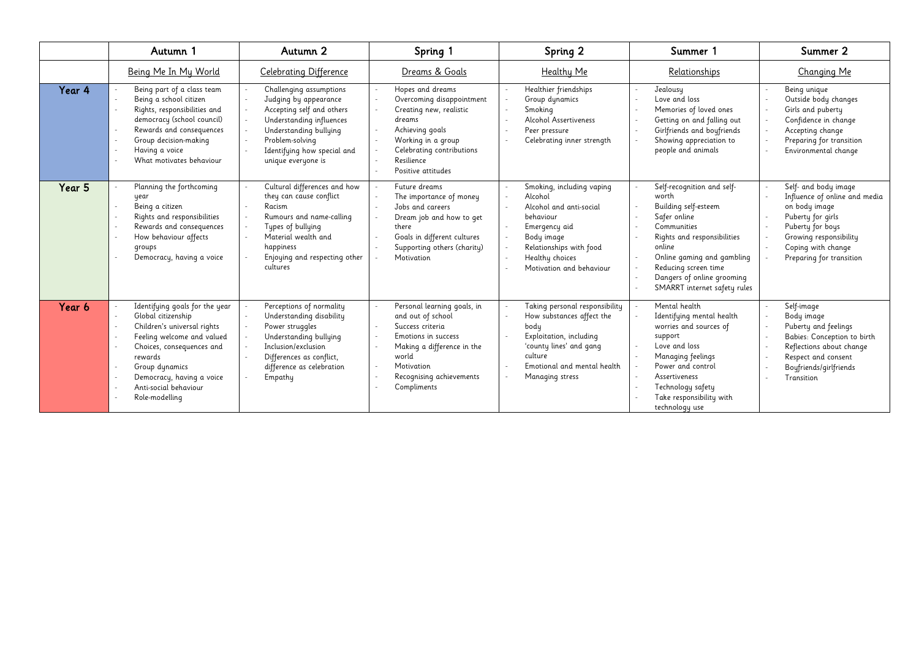| | Autumn 1 | Autumn 2 | Spring 1 | Spring 2 | Summer 1 | Summer 2 |
|---|---|---|---|---|---|---|
| | Being Me In My World | Celebrating Difference | Dreams & Goals | Healthy Me | Relationships | Changing Me |
| **Year 4** | - Being part of a class team<br>- Being a school citizen<br>- Rights, responsibilities and democracy (school council)<br>- Rewards and consequences<br>- Group decision-making<br>- Having a voice<br>- What motivates behaviour | - Challenging assumptions<br>- Judging by appearance<br>- Accepting self and others<br>- Understanding influences<br>- Understanding bullying<br>- Problem-solving<br>- Identifying how special and unique everyone is | - Hopes and dreams<br>- Overcoming disappointment<br>- Creating new, realistic dreams<br>- Achieving goals<br>- Working in a group<br>- Celebrating contributions<br>- Resilience<br>- Positive attitudes | - Healthier friendships<br>- Group dynamics<br>- Smoking<br>- Alcohol Assertiveness<br>- Peer pressure<br>- Celebrating inner strength | - Jealousy<br>- Love and loss<br>- Memories of loved ones<br>- Getting on and falling out<br>- Girlfriends and boyfriends<br>- Showing appreciation to people and animals | - Being unique<br>- Outside body changes<br>- Girls and puberty<br>- Confidence in change<br>- Accepting change<br>- Preparing for transition<br>- Environmental change |
| **Year 5** | - Planning the forthcoming year<br>- Being a citizen<br>- Rights and responsibilities<br>- Rewards and consequences<br>- How behaviour affects groups<br>- Democracy, having a voice | - Cultural differences and how they can cause conflict<br>- Racism<br>- Rumours and name-calling<br>- Types of bullying<br>- Material wealth and happiness<br>- Enjoying and respecting other cultures | - Future dreams<br>- The importance of money<br>- Jobs and careers<br>- Dream job and how to get there<br>- Goals in different cultures<br>- Supporting others (charity)<br>- Motivation | - Smoking, including vaping<br>- Alcohol<br>- Alcohol and anti-social behaviour<br>- Emergency aid<br>- Body image<br>- Relationships with food<br>- Healthy choices<br>- Motivation and behaviour | - Self-recognition and self-worth<br>- Building self-esteem<br>- Safer online<br>- Communities<br>- Rights and responsibilities online<br>- Online gaming and gambling<br>- Reducing screen time<br>- Dangers of online grooming<br>- SMARRT internet safety rules | - Self- and body image<br>- Influence of online and media on body image<br>- Puberty for girls<br>- Puberty for boys<br>- Growing responsibility<br>- Coping with change<br>- Preparing for transition |
| **Year 6** | - Identifying goals for the year<br>- Global citizenship<br>- Children's universal rights<br>- Feeling welcome and valued<br>- Choices, consequences and rewards<br>- Group dynamics<br>- Democracy, having a voice<br>- Anti-social behaviour<br>- Role-modelling | - Perceptions of normality<br>- Understanding disability<br>- Power struggles<br>- Understanding bullying<br>- Inclusion/exclusion<br>- Differences as conflict, difference as celebration<br>- Empathy | - Personal learning goals, in and out of school<br>- Success criteria<br>- Emotions in success<br>- Making a difference in the world<br>- Motivation<br>- Recognising achievements<br>- Compliments | - Taking personal responsibility<br>- How substances affect the body<br>- Exploitation, including 'county lines' and gang culture<br>- Emotional and mental health<br>- Managing stress | - Mental health<br>- Identifying mental health worries and sources of support<br>- Love and loss<br>- Managing feelings<br>- Power and control<br>- Assertiveness<br>- Technology safety<br>- Take responsibility with technology use | - Self-image<br>- Body image<br>- Puberty and feelings<br>- Babies: Conception to birth<br>- Reflections about change<br>- Respect and consent<br>- Boyfriends/girlfriends<br>- Transition |